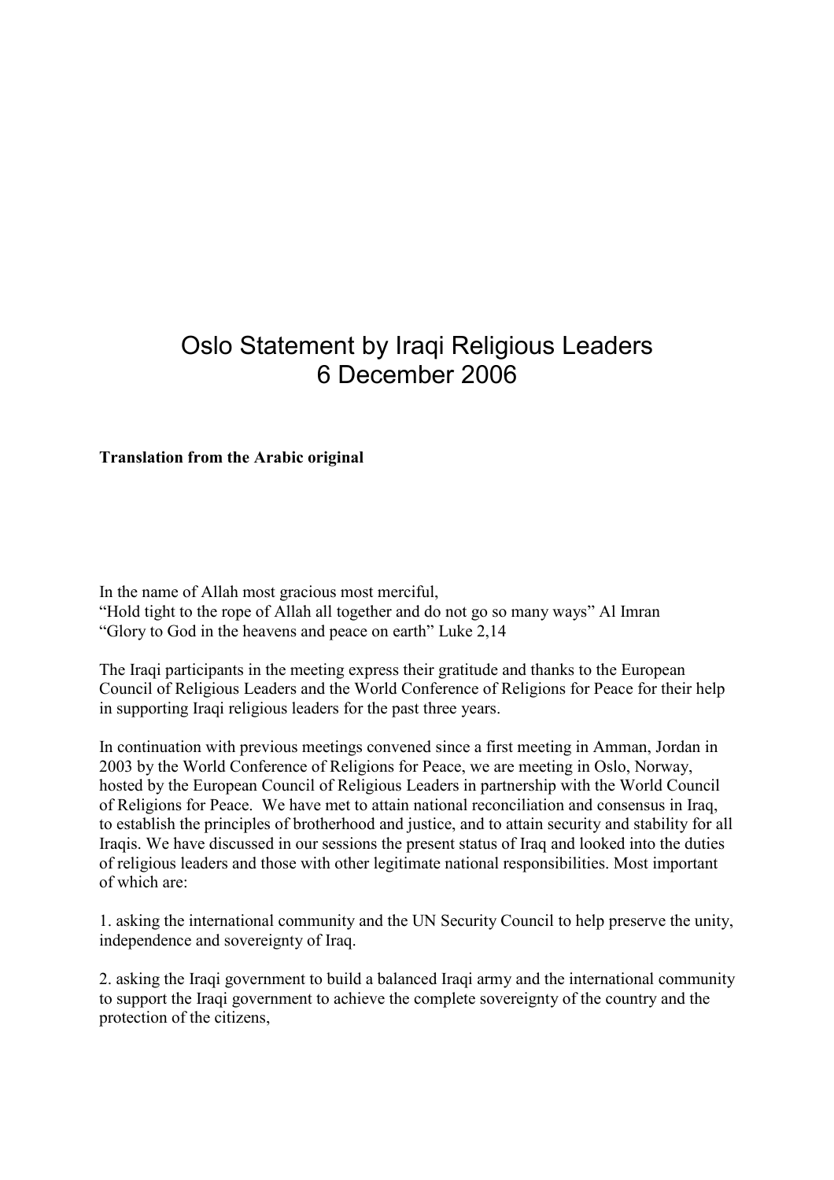# Oslo Statement by Iraqi Religious Leaders
# 6 December 2006

**Translation from the Arabic original**

In the name of Allah most gracious most merciful,
"Hold tight to the rope of Allah all together and do not go so many ways" Al Imran
"Glory to God in the heavens and peace on earth" Luke 2,14

The Iraqi participants in the meeting express their gratitude and thanks to the European Council of Religious Leaders and the World Conference of Religions for Peace for their help in supporting Iraqi religious leaders for the past three years.

In continuation with previous meetings convened since a first meeting in Amman, Jordan in 2003 by the World Conference of Religions for Peace, we are meeting in Oslo, Norway, hosted by the European Council of Religious Leaders in partnership with the World Council of Religions for Peace. We have met to attain national reconciliation and consensus in Iraq, to establish the principles of brotherhood and justice, and to attain security and stability for all Iraqis. We have discussed in our sessions the present status of Iraq and looked into the duties of religious leaders and those with other legitimate national responsibilities. Most important of which are:

1. asking the international community and the UN Security Council to help preserve the unity, independence and sovereignty of Iraq.

2. asking the Iraqi government to build a balanced Iraqi army and the international community to support the Iraqi government to achieve the complete sovereignty of the country and the protection of the citizens,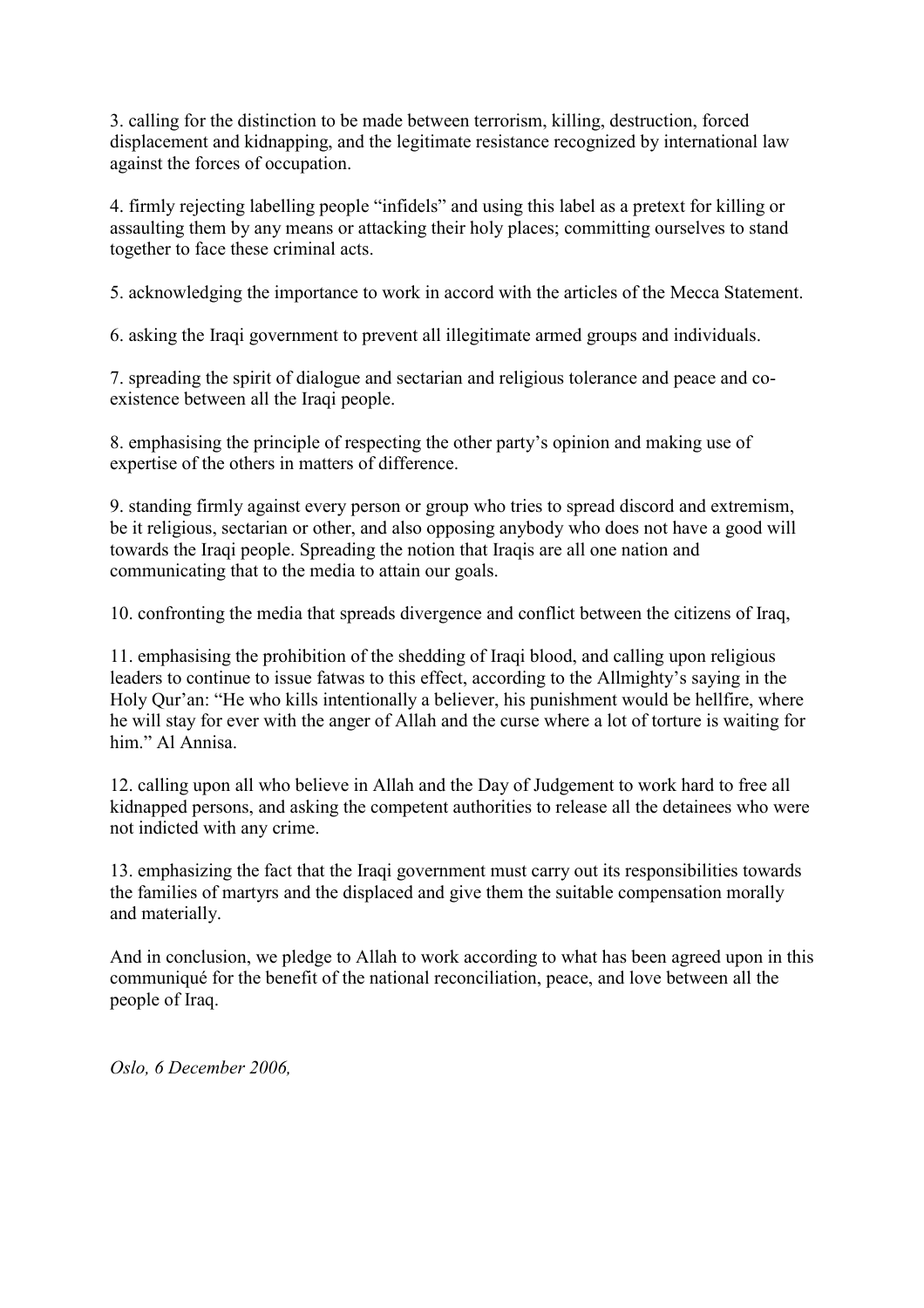3. calling for the distinction to be made between terrorism, killing, destruction, forced displacement and kidnapping, and the legitimate resistance recognized by international law against the forces of occupation.

4. firmly rejecting labelling people "infidels" and using this label as a pretext for killing or assaulting them by any means or attacking their holy places; committing ourselves to stand together to face these criminal acts.

5. acknowledging the importance to work in accord with the articles of the Mecca Statement.

6. asking the Iraqi government to prevent all illegitimate armed groups and individuals.

7. spreading the spirit of dialogue and sectarian and religious tolerance and peace and co-existence between all the Iraqi people.

8. emphasising the principle of respecting the other party's opinion and making use of expertise of the others in matters of difference.

9. standing firmly against every person or group who tries to spread discord and extremism, be it religious, sectarian or other, and also opposing anybody who does not have a good will towards the Iraqi people. Spreading the notion that Iraqis are all one nation and communicating that to the media to attain our goals.

10. confronting the media that spreads divergence and conflict between the citizens of Iraq,

11. emphasising the prohibition of the shedding of Iraqi blood, and calling upon religious leaders to continue to issue fatwas to this effect, according to the Allmighty's saying in the Holy Qur'an: "He who kills intentionally a believer, his punishment would be hellfire, where he will stay for ever with the anger of Allah and the curse where a lot of torture is waiting for him." Al Annisa.

12. calling upon all who believe in Allah and the Day of Judgement to work hard to free all kidnapped persons, and asking the competent authorities to release all the detainees who were not indicted with any crime.

13. emphasizing the fact that the Iraqi government must carry out its responsibilities towards the families of martyrs and the displaced and give them the suitable compensation morally and materially.

And in conclusion, we pledge to Allah to work according to what has been agreed upon in this communiqué for the benefit of the national reconciliation, peace, and love between all the people of Iraq.

*Oslo, 6 December 2006,*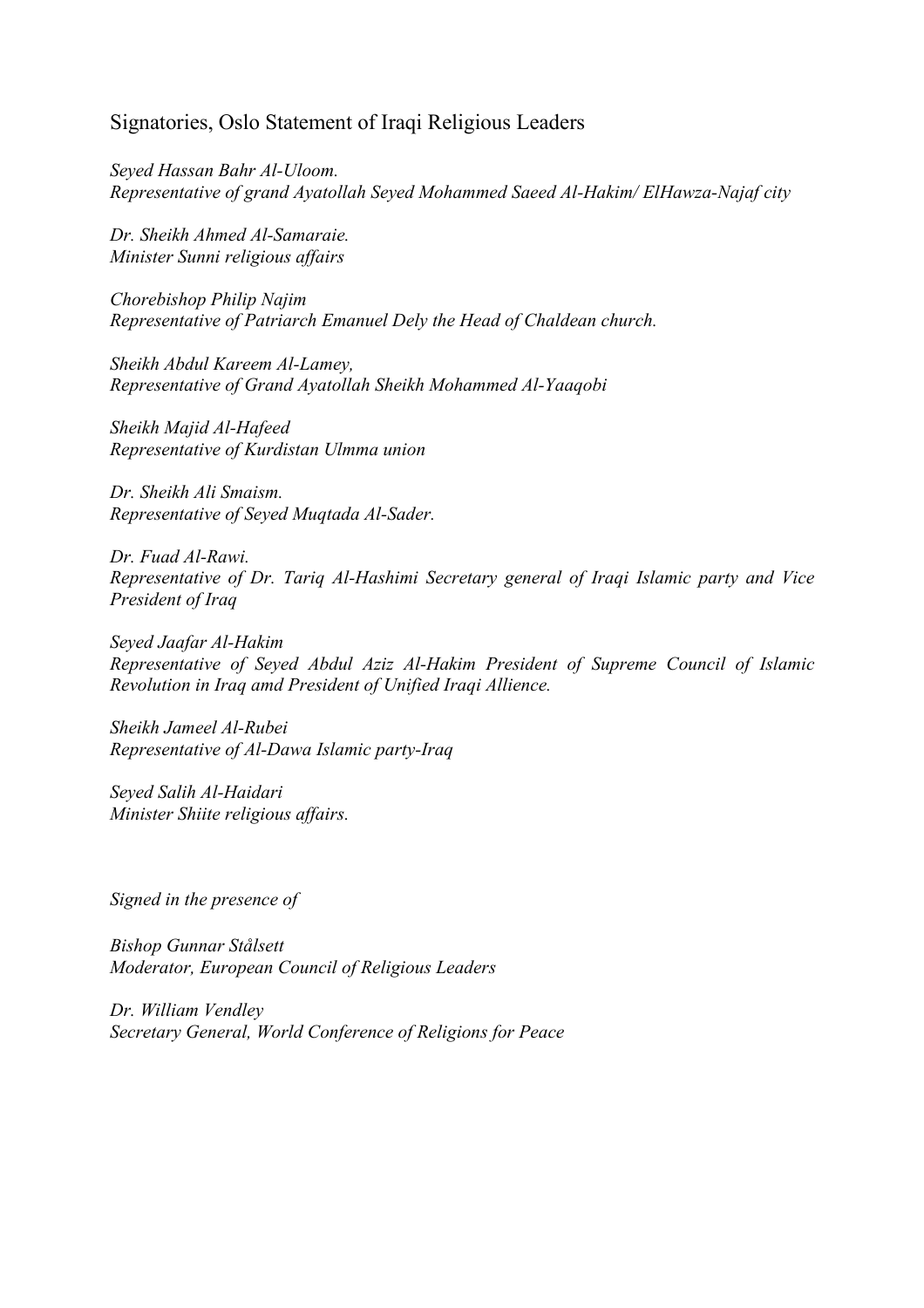## Signatories, Oslo Statement of Iraqi Religious Leaders

*Seyed Hassan Bahr Al-Uloom.*
*Representative of grand Ayatollah Seyed Mohammed Saeed Al-Hakim/ ElHawza-Najaf city*

*Dr. Sheikh Ahmed Al-Samaraie.*
*Minister Sunni religious affairs*

*Chorebishop Philip Najim*
*Representative of Patriarch Emanuel Dely the Head of Chaldean church.*

*Sheikh Abdul Kareem Al-Lamey,*
*Representative of Grand Ayatollah Sheikh Mohammed Al-Yaaqobi*

*Sheikh Majid Al-Hafeed*
*Representative of Kurdistan Ulmma union*

*Dr. Sheikh Ali Smaism.*
*Representative of Seyed Muqtada Al-Sader.*

*Dr. Fuad Al-Rawi.*
*Representative of Dr. Tariq Al-Hashimi Secretary general of Iraqi Islamic party and Vice President of Iraq*

*Seyed Jaafar Al-Hakim*
*Representative of Seyed Abdul Aziz Al-Hakim President of Supreme Council of Islamic Revolution in Iraq amd President of Unified Iraqi Allience.*

*Sheikh Jameel Al-Rubei*
*Representative of Al-Dawa Islamic party-Iraq*

*Seyed Salih Al-Haidari*
*Minister Shiite religious affairs.*

*Signed in the presence of*

*Bishop Gunnar Stålsett*
*Moderator, European Council of Religious Leaders*

*Dr. William Vendley*
*Secretary General, World Conference of Religions for Peace*